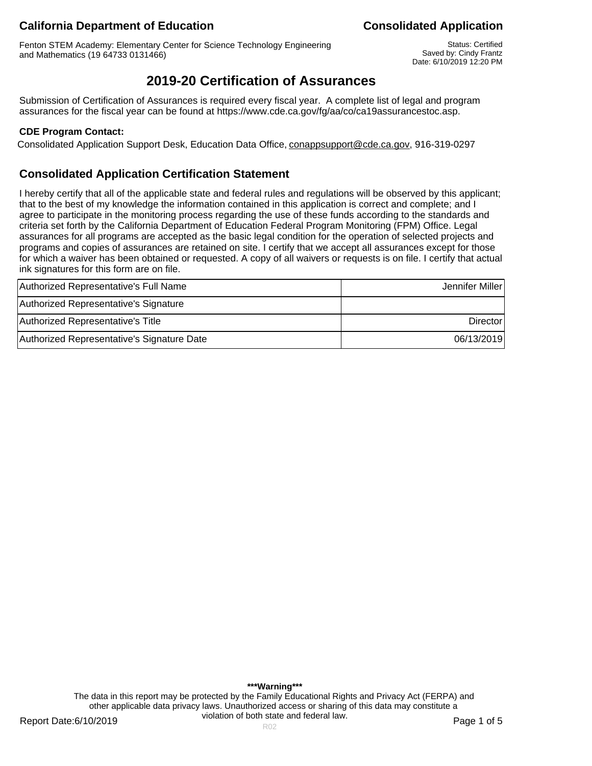**California Department of Education** **Consolidated Application**

Fenton STEM Academy: Elementary Center for Science Technology Engineering and Mathematics (19 64733 0131466)

Status: Certified
Saved by: Cindy Frantz
Date: 6/10/2019 12:20 PM

# 2019-20 Certification of Assurances

Submission of Certification of Assurances is required every fiscal year. A complete list of legal and program assurances for the fiscal year can be found at https://www.cde.ca.gov/fg/aa/co/ca19assurancestoc.asp.

**CDE Program Contact:**

Consolidated Application Support Desk, Education Data Office, conappsupport@cde.ca.gov, 916-319-0297

## Consolidated Application Certification Statement

I hereby certify that all of the applicable state and federal rules and regulations will be observed by this applicant; that to the best of my knowledge the information contained in this application is correct and complete; and I agree to participate in the monitoring process regarding the use of these funds according to the standards and criteria set forth by the California Department of Education Federal Program Monitoring (FPM) Office. Legal assurances for all programs are accepted as the basic legal condition for the operation of selected projects and programs and copies of assurances are retained on site. I certify that we accept all assurances except for those for which a waiver has been obtained or requested. A copy of all waivers or requests is on file. I certify that actual ink signatures for this form are on file.

| | |
|---|---|
| Authorized Representative's Full Name | Jennifer Miller |
| Authorized Representative's Signature | |
| Authorized Representative's Title | Director |
| Authorized Representative's Signature Date | 06/13/2019 |

***Warning***

The data in this report may be protected by the Family Educational Rights and Privacy Act (FERPA) and other applicable data privacy laws. Unauthorized access or sharing of this data may constitute a violation of both state and federal law.

Report Date:6/10/2019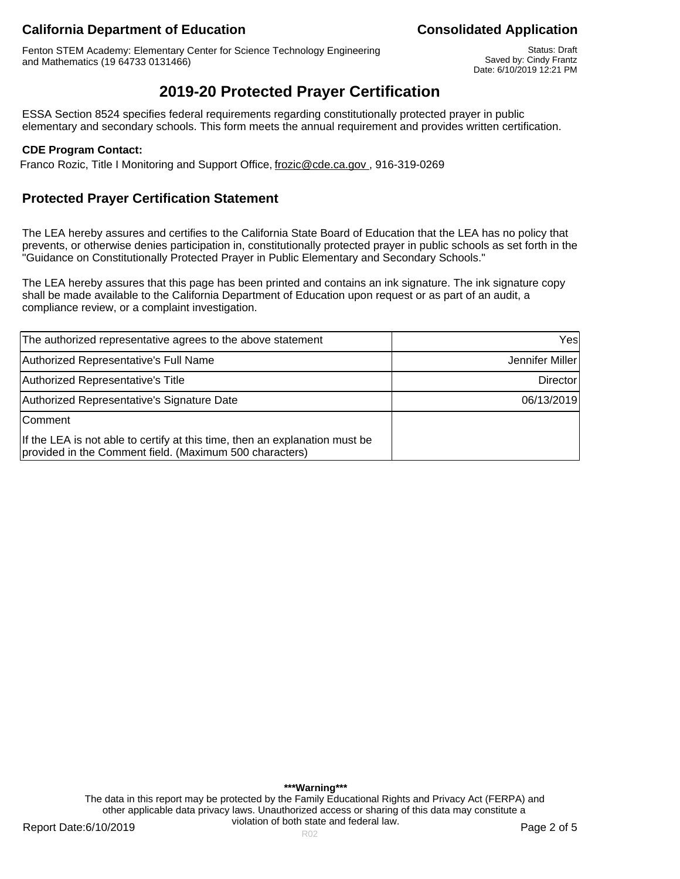## 2019-20 Protected Prayer Certification

ESSA Section 8524 specifies federal requirements regarding constitutionally protected prayer in public elementary and secondary schools. This form meets the annual requirement and provides written certification.

**CDE Program Contact:**

Franco Rozic, Title I Monitoring and Support Office, frozic@cde.ca.gov , 916-319-0269

### Protected Prayer Certification Statement

The LEA hereby assures and certifies to the California State Board of Education that the LEA has no policy that prevents, or otherwise denies participation in, constitutionally protected prayer in public schools as set forth in the "Guidance on Constitutionally Protected Prayer in Public Elementary and Secondary Schools."

The LEA hereby assures that this page has been printed and contains an ink signature. The ink signature copy shall be made available to the California Department of Education upon request or as part of an audit, a compliance review, or a complaint investigation.

| | |
|---|---|
| The authorized representative agrees to the above statement | Yes |
| Authorized Representative's Full Name | Jennifer Miller |
| Authorized Representative's Title | Director |
| Authorized Representative's Signature Date | 06/13/2019 |
| Comment<br><br>If the LEA is not able to certify at this time, then an explanation must be provided in the Comment field. (Maximum 500 characters) | |

**\*\*\*Warning\*\*\***

The data in this report may be protected by the Family Educational Rights and Privacy Act (FERPA) and other applicable data privacy laws. Unauthorized access or sharing of this data may constitute a violation of both state and federal law.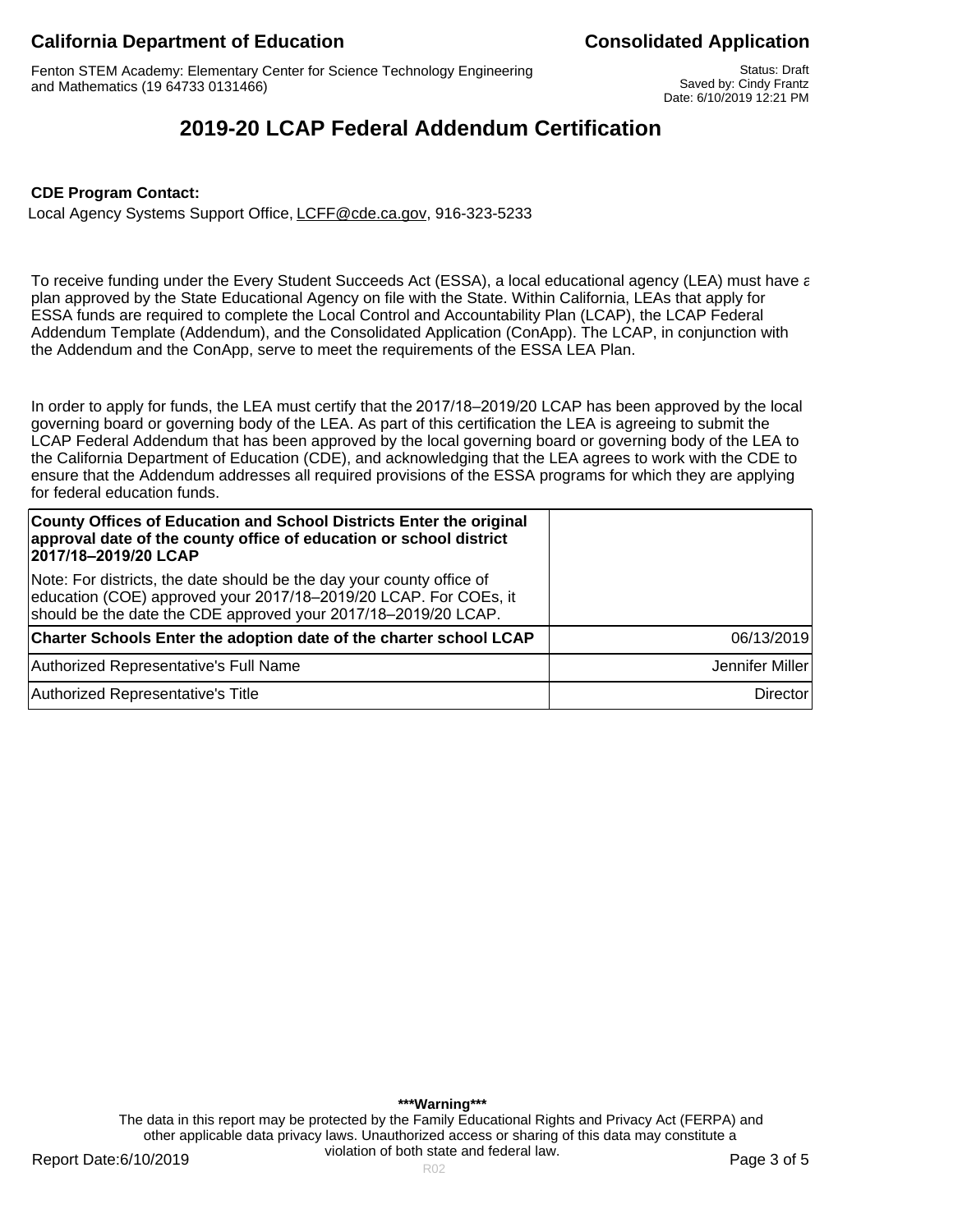# 2019-20 LCAP Federal Addendum Certification

**CDE Program Contact:**

Local Agency Systems Support Office, LCFF@cde.ca.gov, 916-323-5233

To receive funding under the Every Student Succeeds Act (ESSA), a local educational agency (LEA) must have a plan approved by the State Educational Agency on file with the State. Within California, LEAs that apply for ESSA funds are required to complete the Local Control and Accountability Plan (LCAP), the LCAP Federal Addendum Template (Addendum), and the Consolidated Application (ConApp). The LCAP, in conjunction with the Addendum and the ConApp, serve to meet the requirements of the ESSA LEA Plan.

In order to apply for funds, the LEA must certify that the 2017/18–2019/20 LCAP has been approved by the local governing board or governing body of the LEA. As part of this certification the LEA is agreeing to submit the LCAP Federal Addendum that has been approved by the local governing board or governing body of the LEA to the California Department of Education (CDE), and acknowledging that the LEA agrees to work with the CDE to ensure that the Addendum addresses all required provisions of the ESSA programs for which they are applying for federal education funds.

| | |
|---|---|
| **County Offices of Education and School Districts Enter the original approval date of the county office of education or school district 2017/18–2019/20 LCAP**<br>Note: For districts, the date should be the day your county office of education (COE) approved your 2017/18–2019/20 LCAP. For COEs, it should be the date the CDE approved your 2017/18–2019/20 LCAP. | |
| **Charter Schools Enter the adoption date of the charter school LCAP** | 06/13/2019 |
| Authorized Representative's Full Name | Jennifer Miller |
| Authorized Representative's Title | Director |

***Warning***
The data in this report may be protected by the Family Educational Rights and Privacy Act (FERPA) and other applicable data privacy laws. Unauthorized access or sharing of this data may constitute a violation of both state and federal law.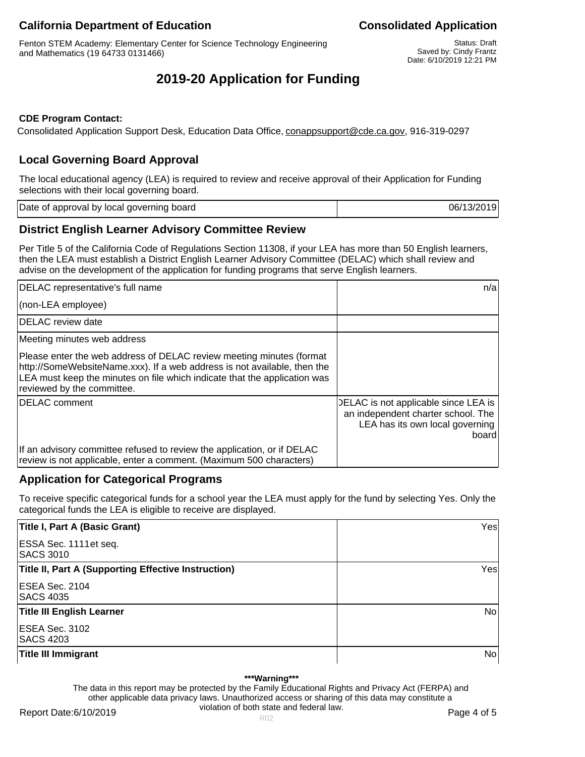**California Department of Education** | **Consolidated Application**

Fenton STEM Academy: Elementary Center for Science Technology Engineering and Mathematics (19 64733 0131466)

Status: Draft
Saved by: Cindy Frantz
Date: 6/10/2019 12:21 PM

# 2019-20 Application for Funding

**CDE Program Contact:**

Consolidated Application Support Desk, Education Data Office, conappsupport@cde.ca.gov, 916-319-0297

## Local Governing Board Approval

The local educational agency (LEA) is required to review and receive approval of their Application for Funding selections with their local governing board.

| | |
|---|---|
| Date of approval by local governing board | 06/13/2019 |

## District English Learner Advisory Committee Review

Per Title 5 of the California Code of Regulations Section 11308, if your LEA has more than 50 English learners, then the LEA must establish a District English Learner Advisory Committee (DELAC) which shall review and advise on the development of the application for funding programs that serve English learners.

| | |
|---|---|
| DELAC representative's full name<br>(non-LEA employee) | n/a |
| DELAC review date | |
| Meeting minutes web address<br>Please enter the web address of DELAC review meeting minutes (format http://SomeWebsiteName.xxx). If a web address is not available, then the LEA must keep the minutes on file which indicate that the application was reviewed by the committee. | |
| DELAC comment<br>If an advisory committee refused to review the application, or if DELAC review is not applicable, enter a comment. (Maximum 500 characters) | DELAC is not applicable since LEA is an independent charter school. The LEA has its own local governing board |

## Application for Categorical Programs

To receive specific categorical funds for a school year the LEA must apply for the fund by selecting Yes. Only the categorical funds the LEA is eligible to receive are displayed.

| | |
|---|---|
| **Title I, Part A (Basic Grant)**<br>ESSA Sec. 1111et seq.<br>SACS 3010 | Yes |
| **Title II, Part A (Supporting Effective Instruction)**<br>ESEA Sec. 2104<br>SACS 4035 | Yes |
| **Title III English Learner**<br>ESEA Sec. 3102<br>SACS 4203 | No |
| **Title III Immigrant** | No |

***Warning***
The data in this report may be protected by the Family Educational Rights and Privacy Act (FERPA) and other applicable data privacy laws. Unauthorized access or sharing of this data may constitute a violation of both state and federal law.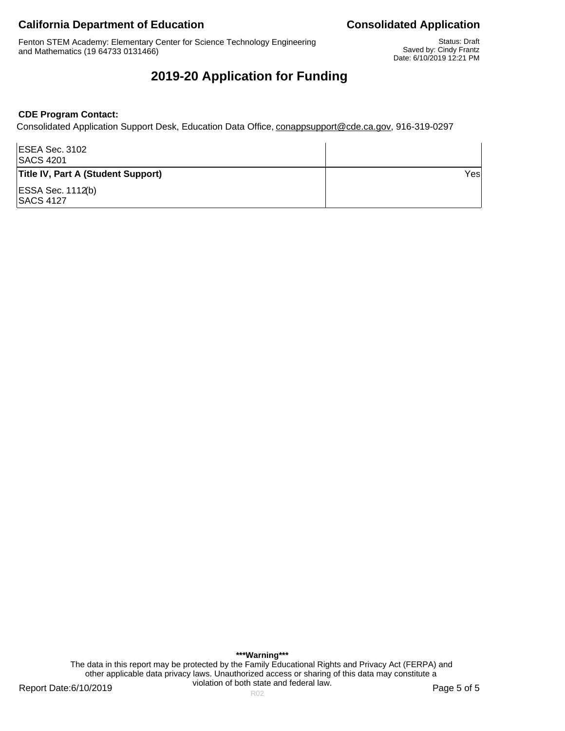**CDE Program Contact:**

Consolidated Application Support Desk, Education Data Office, conappsupport@cde.ca.gov, 916-319-0297

| | |
|---|---|
| ESEA Sec. 3102<br>SACS 4201 | |
| **Title IV, Part A (Student Support)** | Yes |
| ESSA Sec. 1112(b)<br>SACS 4127 | |

**\*\*\*Warning\*\*\***

The data in this report may be protected by the Family Educational Rights and Privacy Act (FERPA) and other applicable data privacy laws. Unauthorized access or sharing of this data may constitute a violation of both state and federal law.